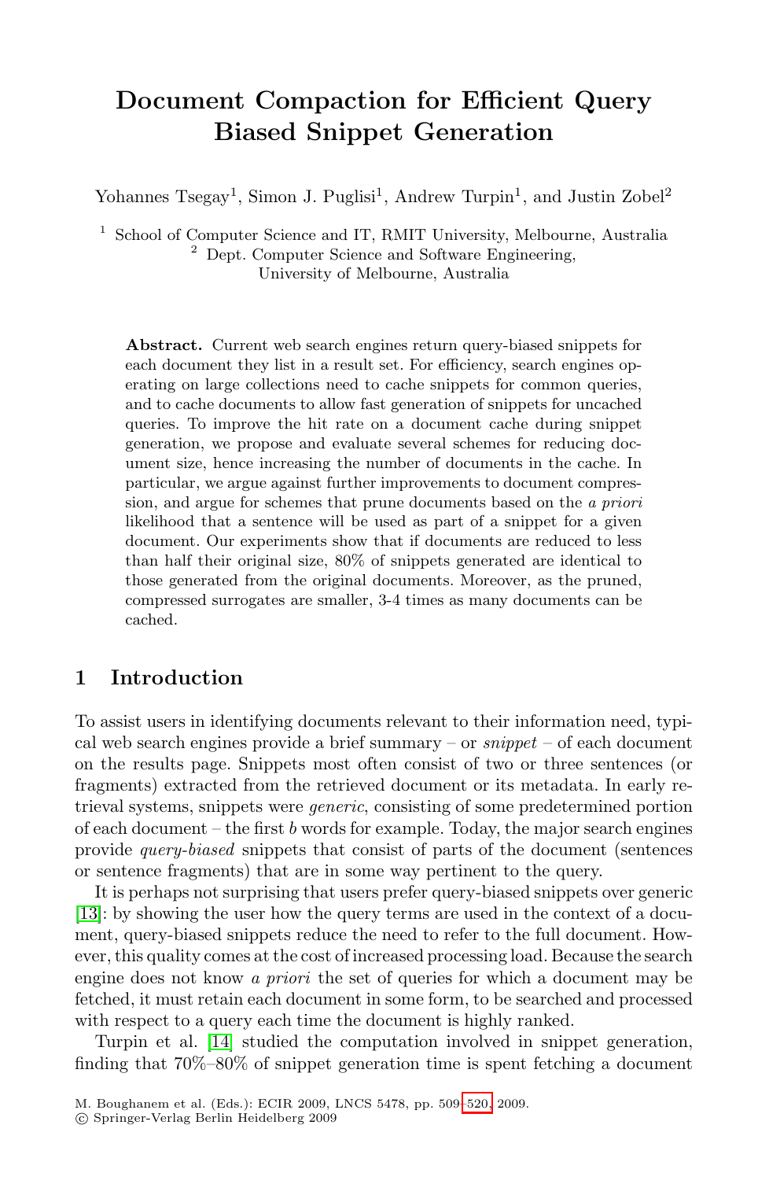# Document Compaction for Efficient Query Biased Snippet Generation

Yohannes Tsegay[1], Simon J. Puglisi[1], Andrew Turpin[1], and Justin Zobel[2]

[1] School of Computer Science and IT, RMIT University, Melbourne, Australia
[2] Dept. Computer Science and Software Engineering, University of Melbourne, Australia

**Abstract.** Current web search engines return query-biased snippets for each document they list in a result set. For efficiency, search engines operating on large collections need to cache snippets for common queries, and to cache documents to allow fast generation of snippets for uncached queries. To improve the hit rate on a document cache during snippet generation, we propose and evaluate several schemes for reducing document size, hence increasing the number of documents in the cache. In particular, we argue against further improvements to document compression, and argue for schemes that prune documents based on the *a priori* likelihood that a sentence will be used as part of a snippet for a given document. Our experiments show that if documents are reduced to less than half their original size, 80% of snippets generated are identical to those generated from the original documents. Moreover, as the pruned, compressed surrogates are smaller, 3-4 times as many documents can be cached.

## 1 Introduction

To assist users in identifying documents relevant to their information need, typical web search engines provide a brief summary – or *snippet* – of each document on the results page. Snippets most often consist of two or three sentences (or fragments) extracted from the retrieved document or its metadata. In early retrieval systems, snippets were *generic*, consisting of some predetermined portion of each document – the first *b* words for example. Today, the major search engines provide *query-biased* snippets that consist of parts of the document (sentences or sentence fragments) that are in some way pertinent to the query.

It is perhaps not surprising that users prefer query-biased snippets over generic [13]: by showing the user how the query terms are used in the context of a document, query-biased snippets reduce the need to refer to the full document. However, this quality comes at the cost of increased processing load. Because the search engine does not know *a priori* the set of queries for which a document may be fetched, it must retain each document in some form, to be searched and processed with respect to a query each time the document is highly ranked.

Turpin et al. [14] studied the computation involved in snippet generation, finding that 70%–80% of snippet generation time is spent fetching a document

M. Boughanem et al. (Eds.): ECIR 2009, LNCS 5478, pp. 509–520, 2009.
© Springer-Verlag Berlin Heidelberg 2009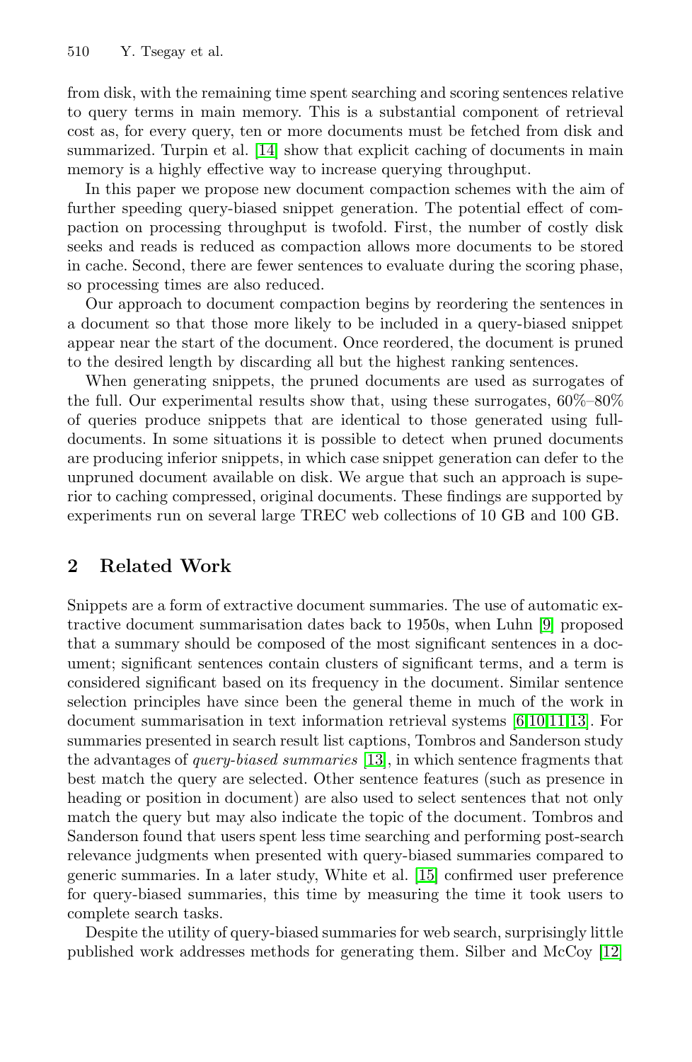from disk, with the remaining time spent searching and scoring sentences relative to query terms in main memory. This is a substantial component of retrieval cost as, for every query, ten or more documents must be fetched from disk and summarized. Turpin et al. [14] show that explicit caching of documents in main memory is a highly effective way to increase querying throughput.

In this paper we propose new document compaction schemes with the aim of further speeding query-biased snippet generation. The potential effect of compaction on processing throughput is twofold. First, the number of costly disk seeks and reads is reduced as compaction allows more documents to be stored in cache. Second, there are fewer sentences to evaluate during the scoring phase, so processing times are also reduced.

Our approach to document compaction begins by reordering the sentences in a document so that those more likely to be included in a query-biased snippet appear near the start of the document. Once reordered, the document is pruned to the desired length by discarding all but the highest ranking sentences.

When generating snippets, the pruned documents are used as surrogates of the full. Our experimental results show that, using these surrogates, 60%–80% of queries produce snippets that are identical to those generated using full-documents. In some situations it is possible to detect when pruned documents are producing inferior snippets, in which case snippet generation can defer to the unpruned document available on disk. We argue that such an approach is superior to caching compressed, original documents. These findings are supported by experiments run on several large TREC web collections of 10 GB and 100 GB.

## 2 Related Work

Snippets are a form of extractive document summaries. The use of automatic extractive document summarisation dates back to 1950s, when Luhn [9] proposed that a summary should be composed of the most significant sentences in a document; significant sentences contain clusters of significant terms, and a term is considered significant based on its frequency in the document. Similar sentence selection principles have since been the general theme in much of the work in document summarisation in text information retrieval systems [6,10,11,13]. For summaries presented in search result list captions, Tombros and Sanderson study the advantages of *query-biased summaries* [13], in which sentence fragments that best match the query are selected. Other sentence features (such as presence in heading or position in document) are also used to select sentences that not only match the query but may also indicate the topic of the document. Tombros and Sanderson found that users spent less time searching and performing post-search relevance judgments when presented with query-biased summaries compared to generic summaries. In a later study, White et al. [15] confirmed user preference for query-biased summaries, this time by measuring the time it took users to complete search tasks.

Despite the utility of query-biased summaries for web search, surprisingly little published work addresses methods for generating them. Silber and McCoy [12]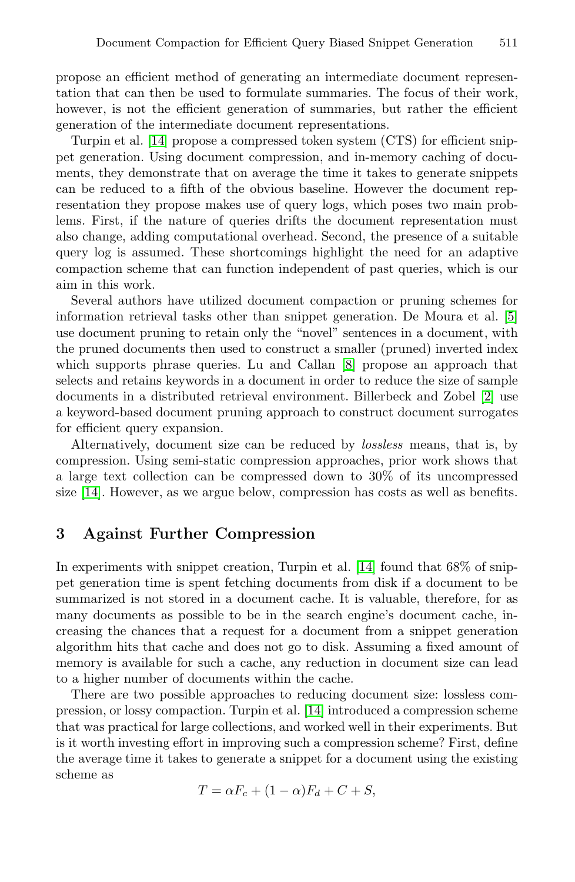propose an efficient method of generating an intermediate document representation that can then be used to formulate summaries. The focus of their work, however, is not the efficient generation of summaries, but rather the efficient generation of the intermediate document representations.

Turpin et al. [14] propose a compressed token system (CTS) for efficient snippet generation. Using document compression, and in-memory caching of documents, they demonstrate that on average the time it takes to generate snippets can be reduced to a fifth of the obvious baseline. However the document representation they propose makes use of query logs, which poses two main problems. First, if the nature of queries drifts the document representation must also change, adding computational overhead. Second, the presence of a suitable query log is assumed. These shortcomings highlight the need for an adaptive compaction scheme that can function independent of past queries, which is our aim in this work.

Several authors have utilized document compaction or pruning schemes for information retrieval tasks other than snippet generation. De Moura et al. [5] use document pruning to retain only the "novel" sentences in a document, with the pruned documents then used to construct a smaller (pruned) inverted index which supports phrase queries. Lu and Callan [8] propose an approach that selects and retains keywords in a document in order to reduce the size of sample documents in a distributed retrieval environment. Billerbeck and Zobel [2] use a keyword-based document pruning approach to construct document surrogates for efficient query expansion.

Alternatively, document size can be reduced by *lossless* means, that is, by compression. Using semi-static compression approaches, prior work shows that a large text collection can be compressed down to 30% of its uncompressed size [14]. However, as we argue below, compression has costs as well as benefits.

## 3 Against Further Compression

In experiments with snippet creation, Turpin et al. [14] found that 68% of snippet generation time is spent fetching documents from disk if a document to be summarized is not stored in a document cache. It is valuable, therefore, for as many documents as possible to be in the search engine's document cache, increasing the chances that a request for a document from a snippet generation algorithm hits that cache and does not go to disk. Assuming a fixed amount of memory is available for such a cache, any reduction in document size can lead to a higher number of documents within the cache.

There are two possible approaches to reducing document size: lossless compression, or lossy compaction. Turpin et al. [14] introduced a compression scheme that was practical for large collections, and worked well in their experiments. But is it worth investing effort in improving such a compression scheme? First, define the average time it takes to generate a snippet for a document using the existing scheme as

$$T = \alpha F_c + (1 - \alpha) F_d + C + S,$$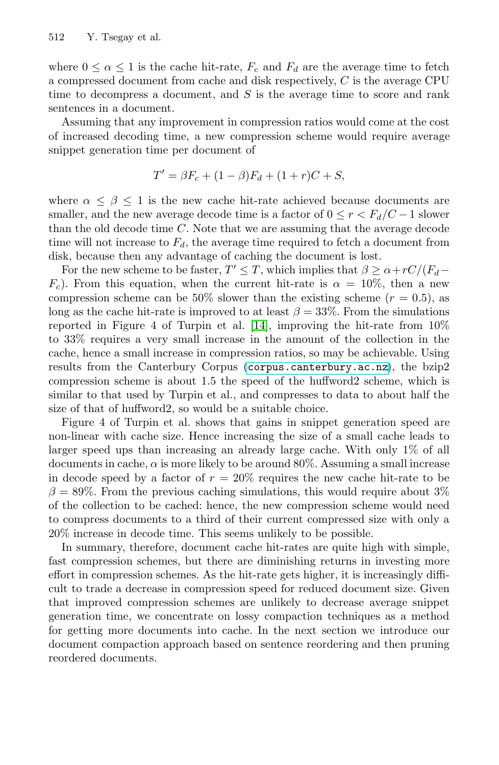where $0 \leq \alpha \leq 1$ is the cache hit-rate, $F_c$ and $F_d$ are the average time to fetch a compressed document from cache and disk respectively, $C$ is the average CPU time to decompress a document, and $S$ is the average time to score and rank sentences in a document.

Assuming that any improvement in compression ratios would come at the cost of increased decoding time, a new compression scheme would require average snippet generation time per document of

$$T' = \beta F_c + (1 - \beta)F_d + (1 + r)C + S,$$

where $\alpha \leq \beta \leq 1$ is the new cache hit-rate achieved because documents are smaller, and the new average decode time is a factor of $0 \leq r < F_d/C - 1$ slower than the old decode time $C$. Note that we are assuming that the average decode time will not increase to $F_d$, the average time required to fetch a document from disk, because then any advantage of caching the document is lost.

For the new scheme to be faster, $T' \leq T$, which implies that $\beta \geq \alpha + rC/(F_d - F_c)$. From this equation, when the current hit-rate is $\alpha = 10\%$, then a new compression scheme can be 50% slower than the existing scheme ($r = 0.5$), as long as the cache hit-rate is improved to at least $\beta = 33\%$. From the simulations reported in Figure 4 of Turpin et al. [14], improving the hit-rate from 10% to 33% requires a very small increase in the amount of the collection in the cache, hence a small increase in compression ratios, so may be achievable. Using results from the Canterbury Corpus (corpus.canterbury.ac.nz), the bzip2 compression scheme is about 1.5 the speed of the huffword2 scheme, which is similar to that used by Turpin et al., and compresses to data to about half the size of that of huffword2, so would be a suitable choice.

Figure 4 of Turpin et al. shows that gains in snippet generation speed are non-linear with cache size. Hence increasing the size of a small cache leads to larger speed ups than increasing an already large cache. With only 1% of all documents in cache, $\alpha$ is more likely to be around 80%. Assuming a small increase in decode speed by a factor of $r = 20\%$ requires the new cache hit-rate to be $\beta = 89\%$. From the previous caching simulations, this would require about 3% of the collection to be cached: hence, the new compression scheme would need to compress documents to a third of their current compressed size with only a 20% increase in decode time. This seems unlikely to be possible.

In summary, therefore, document cache hit-rates are quite high with simple, fast compression schemes, but there are diminishing returns in investing more effort in compression schemes. As the hit-rate gets higher, it is increasingly difficult to trade a decrease in compression speed for reduced document size. Given that improved compression schemes are unlikely to decrease average snippet generation time, we concentrate on lossy compaction techniques as a method for getting more documents into cache. In the next section we introduce our document compaction approach based on sentence reordering and then pruning reordered documents.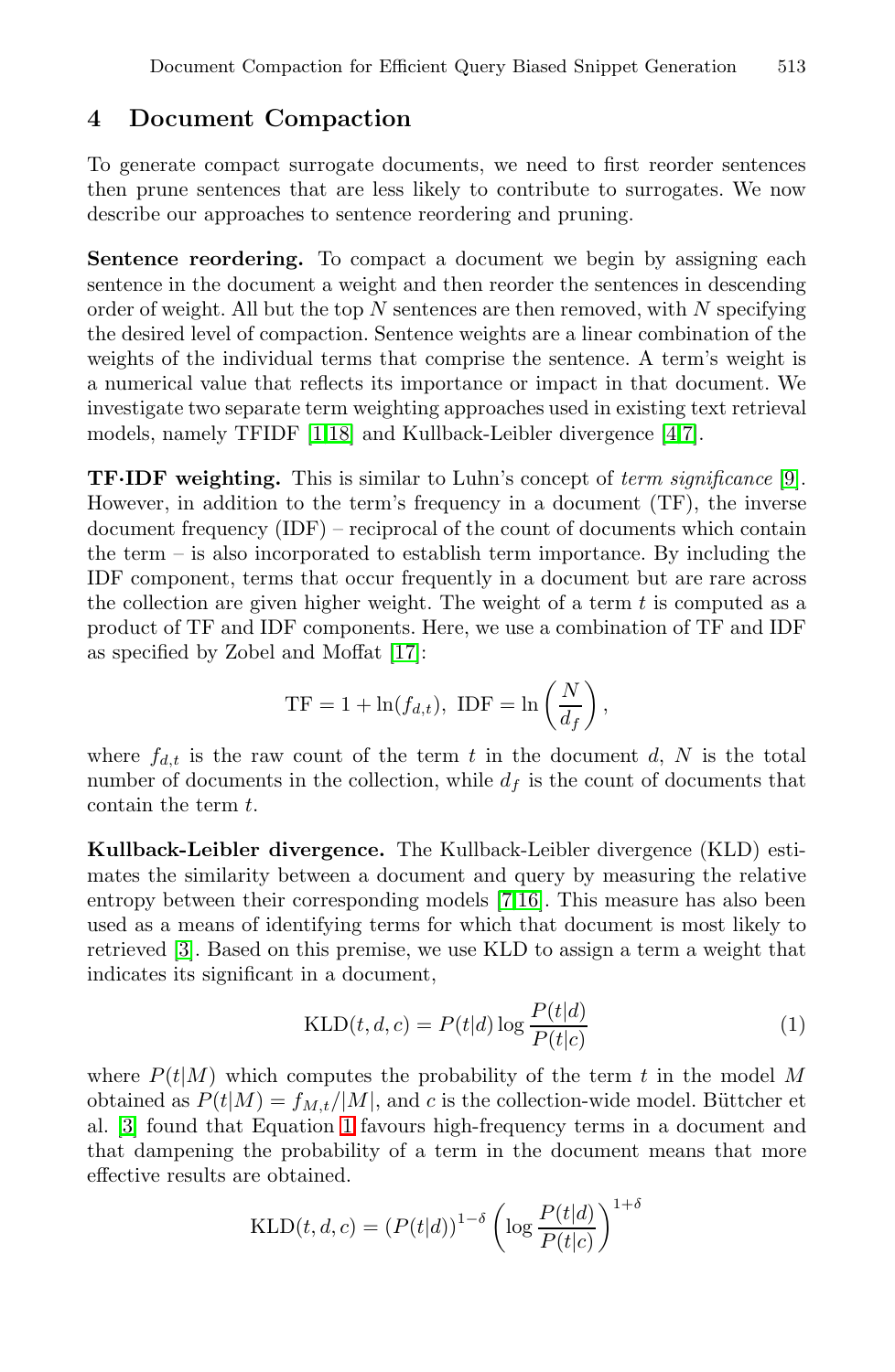## 4 Document Compaction

To generate compact surrogate documents, we need to first reorder sentences then prune sentences that are less likely to contribute to surrogates. We now describe our approaches to sentence reordering and pruning.

**Sentence reordering.** To compact a document we begin by assigning each sentence in the document a weight and then reorder the sentences in descending order of weight. All but the top $N$ sentences are then removed, with $N$ specifying the desired level of compaction. Sentence weights are a linear combination of the weights of the individual terms that comprise the sentence. A term's weight is a numerical value that reflects its importance or impact in that document. We investigate two separate term weighting approaches used in existing text retrieval models, namely TFIDF [1,18] and Kullback-Leibler divergence [4,7].

**TF·IDF weighting.** This is similar to Luhn's concept of *term significance* [9]. However, in addition to the term's frequency in a document (TF), the inverse document frequency (IDF) – reciprocal of the count of documents which contain the term – is also incorporated to establish term importance. By including the IDF component, terms that occur frequently in a document but are rare across the collection are given higher weight. The weight of a term $t$ is computed as a product of TF and IDF components. Here, we use a combination of TF and IDF as specified by Zobel and Moffat [17]:

$$\text{TF} = 1 + \ln(f_{d,t}),\ \text{IDF} = \ln\left(\frac{N}{d_f}\right),$$

where $f_{d,t}$ is the raw count of the term $t$ in the document $d$, $N$ is the total number of documents in the collection, while $d_f$ is the count of documents that contain the term $t$.

**Kullback-Leibler divergence.** The Kullback-Leibler divergence (KLD) estimates the similarity between a document and query by measuring the relative entropy between their corresponding models [7,16]. This measure has also been used as a means of identifying terms for which that document is most likely to retrieved [3]. Based on this premise, we use KLD to assign a term a weight that indicates its significant in a document,

$$\text{KLD}(t, d, c) = P(t|d) \log \frac{P(t|d)}{P(t|c)} \tag{1}$$

where $P(t|M)$ which computes the probability of the term $t$ in the model $M$ obtained as $P(t|M) = f_{M,t}/|M|$, and $c$ is the collection-wide model. Büttcher et al. [3] found that Equation 1 favours high-frequency terms in a document and that dampening the probability of a term in the document means that more effective results are obtained.

$$\text{KLD}(t, d, c) = (P(t|d))^{1-\delta} \left(\log \frac{P(t|d)}{P(t|c)}\right)^{1+\delta}$$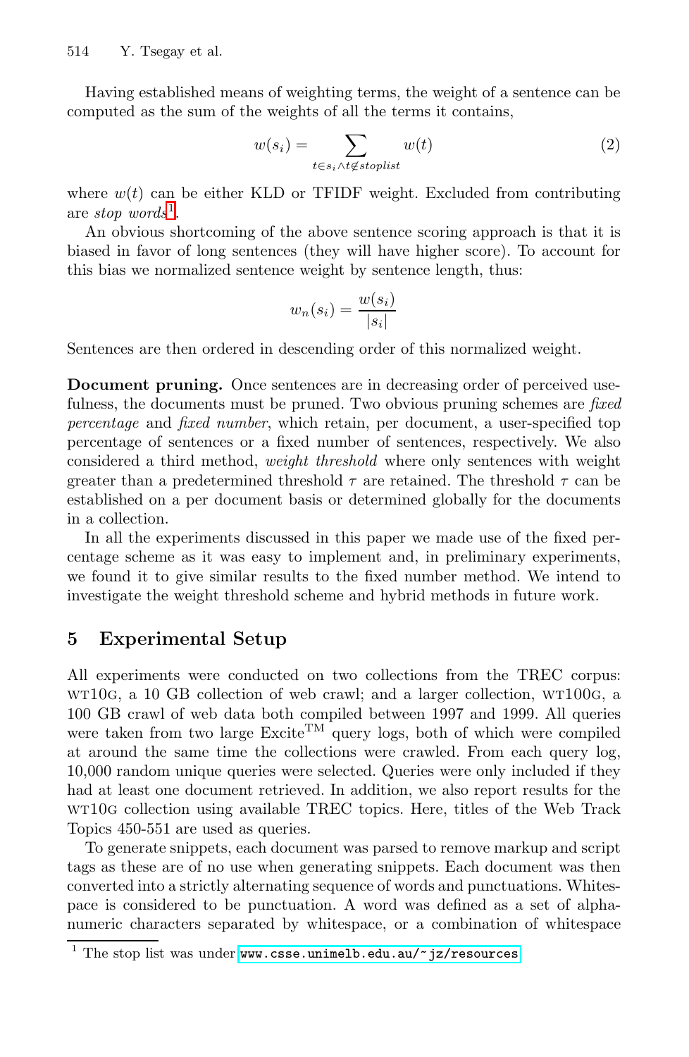Having established means of weighting terms, the weight of a sentence can be computed as the sum of the weights of all the terms it contains,

$$w(s_i) = \sum_{t \in s_i \wedge t \notin stoplist} w(t) \tag{2}$$

where $w(t)$ can be either KLD or TFIDF weight. Excluded from contributing are *stop words*[1].

An obvious shortcoming of the above sentence scoring approach is that it is biased in favor of long sentences (they will have higher score). To account for this bias we normalized sentence weight by sentence length, thus:

$$w_n(s_i) = \frac{w(s_i)}{|s_i|}$$

Sentences are then ordered in descending order of this normalized weight.

**Document pruning.** Once sentences are in decreasing order of perceived usefulness, the documents must be pruned. Two obvious pruning schemes are *fixed percentage* and *fixed number*, which retain, per document, a user-specified top percentage of sentences or a fixed number of sentences, respectively. We also considered a third method, *weight threshold* where only sentences with weight greater than a predetermined threshold $\tau$ are retained. The threshold $\tau$ can be established on a per document basis or determined globally for the documents in a collection.

In all the experiments discussed in this paper we made use of the fixed percentage scheme as it was easy to implement and, in preliminary experiments, we found it to give similar results to the fixed number method. We intend to investigate the weight threshold scheme and hybrid methods in future work.

## 5 Experimental Setup

All experiments were conducted on two collections from the TREC corpus: WT10G, a 10 GB collection of web crawl; and a larger collection, WT100G, a 100 GB crawl of web data both compiled between 1997 and 1999. All queries were taken from two large Excite™ query logs, both of which were compiled at around the same time the collections were crawled. From each query log, 10,000 random unique queries were selected. Queries were only included if they had at least one document retrieved. In addition, we also report results for the WT10G collection using available TREC topics. Here, titles of the Web Track Topics 450-551 are used as queries.

To generate snippets, each document was parsed to remove markup and script tags as these are of no use when generating snippets. Each document was then converted into a strictly alternating sequence of words and punctuations. Whitespace is considered to be punctuation. A word was defined as a set of alphanumeric characters separated by whitespace, or a combination of whitespace

[1] The stop list was under www.csse.unimelb.edu.au/~jz/resources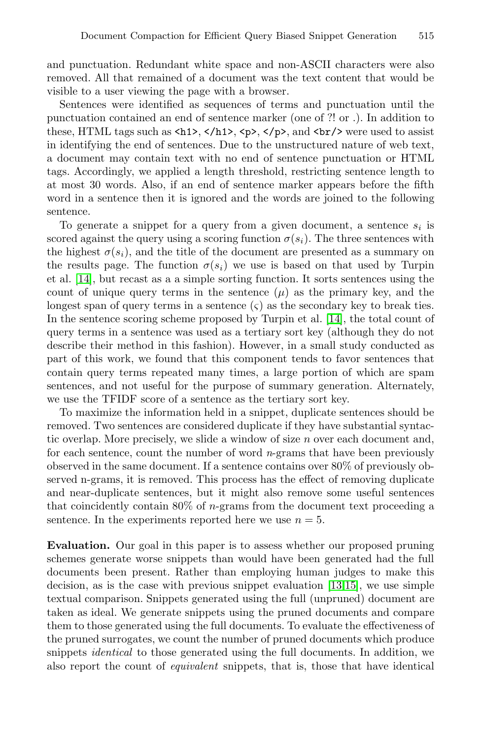and punctuation. Redundant white space and non-ASCII characters were also removed. All that remained of a document was the text content that would be visible to a user viewing the page with a browser.

Sentences were identified as sequences of terms and punctuation until the punctuation contained an end of sentence marker (one of ?! or .). In addition to these, HTML tags such as `<h1>`, `</h1>`, `<p>`, `</p>`, and `<br/>` were used to assist in identifying the end of sentences. Due to the unstructured nature of web text, a document may contain text with no end of sentence punctuation or HTML tags. Accordingly, we applied a length threshold, restricting sentence length to at most 30 words. Also, if an end of sentence marker appears before the fifth word in a sentence then it is ignored and the words are joined to the following sentence.

To generate a snippet for a query from a given document, a sentence $s_i$ is scored against the query using a scoring function $\sigma(s_i)$. The three sentences with the highest $\sigma(s_i)$, and the title of the document are presented as a summary on the results page. The function $\sigma(s_i)$ we use is based on that used by Turpin et al. [14], but recast as a a simple sorting function. It sorts sentences using the count of unique query terms in the sentence ($\mu$) as the primary key, and the longest span of query terms in a sentence ($\varsigma$) as the secondary key to break ties. In the sentence scoring scheme proposed by Turpin et al. [14], the total count of query terms in a sentence was used as a tertiary sort key (although they do not describe their method in this fashion). However, in a small study conducted as part of this work, we found that this component tends to favor sentences that contain query terms repeated many times, a large portion of which are spam sentences, and not useful for the purpose of summary generation. Alternately, we use the TFIDF score of a sentence as the tertiary sort key.

To maximize the information held in a snippet, duplicate sentences should be removed. Two sentences are considered duplicate if they have substantial syntactic overlap. More precisely, we slide a window of size $n$ over each document and, for each sentence, count the number of word $n$-grams that have been previously observed in the same document. If a sentence contains over 80% of previously observed n-grams, it is removed. This process has the effect of removing duplicate and near-duplicate sentences, but it might also remove some useful sentences that coincidently contain 80% of $n$-grams from the document text proceeding a sentence. In the experiments reported here we use $n = 5$.

**Evaluation.** Our goal in this paper is to assess whether our proposed pruning schemes generate worse snippets than would have been generated had the full documents been present. Rather than employing human judges to make this decision, as is the case with previous snippet evaluation [13,15], we use simple textual comparison. Snippets generated using the full (unpruned) document are taken as ideal. We generate snippets using the pruned documents and compare them to those generated using the full documents. To evaluate the effectiveness of the pruned surrogates, we count the number of pruned documents which produce snippets *identical* to those generated using the full documents. In addition, we also report the count of *equivalent* snippets, that is, those that have identical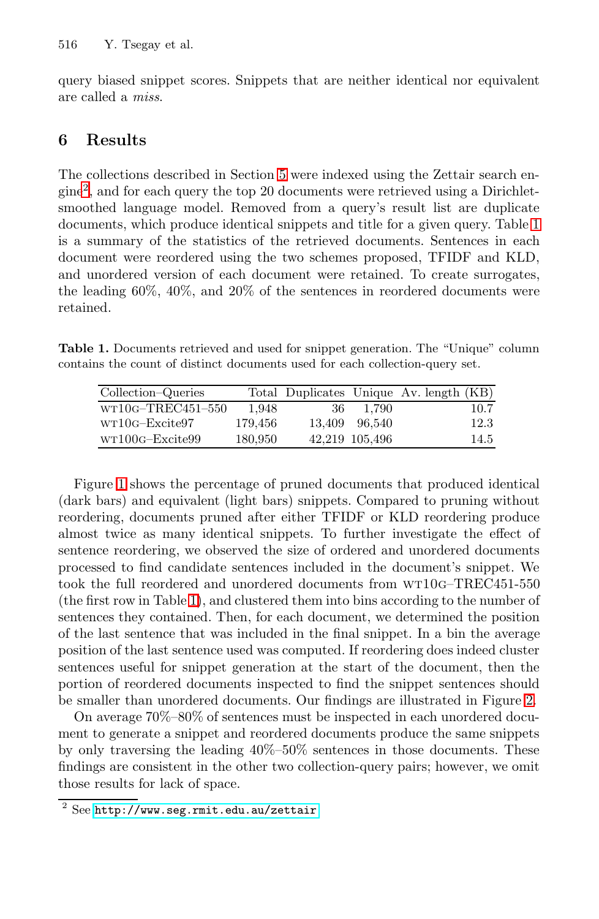query biased snippet scores. Snippets that are neither identical nor equivalent are called a *miss*.

## 6 Results

The collections described in Section 5 were indexed using the Zettair search engine[2], and for each query the top 20 documents were retrieved using a Dirichlet-smoothed language model. Removed from a query's result list are duplicate documents, which produce identical snippets and title for a given query. Table 1 is a summary of the statistics of the retrieved documents. Sentences in each document were reordered using the two schemes proposed, TFIDF and KLD, and unordered version of each document were retained. To create surrogates, the leading 60%, 40%, and 20% of the sentences in reordered documents were retained.

**Table 1.** Documents retrieved and used for snippet generation. The "Unique" column contains the count of distinct documents used for each collection-query set.

| Collection–Queries | Total | Duplicates | Unique | Av. length (KB) |
|---|---|---|---|---|
| WT10G–TREC451–550 | 1,948 | 36 | 1,790 | 10.7 |
| WT10G–Excite97 | 179,456 | 13,409 | 96,540 | 12.3 |
| WT100G–Excite99 | 180,950 | 42,219 | 105,496 | 14.5 |

Figure 1 shows the percentage of pruned documents that produced identical (dark bars) and equivalent (light bars) snippets. Compared to pruning without reordering, documents pruned after either TFIDF or KLD reordering produce almost twice as many identical snippets. To further investigate the effect of sentence reordering, we observed the size of ordered and unordered documents processed to find candidate sentences included in the document's snippet. We took the full reordered and unordered documents from WT10G–TREC451-550 (the first row in Table 1), and clustered them into bins according to the number of sentences they contained. Then, for each document, we determined the position of the last sentence that was included in the final snippet. In a bin the average position of the last sentence used was computed. If reordering does indeed cluster sentences useful for snippet generation at the start of the document, then the portion of reordered documents inspected to find the snippet sentences should be smaller than unordered documents. Our findings are illustrated in Figure 2.

On average 70%–80% of sentences must be inspected in each unordered document to generate a snippet and reordered documents produce the same snippets by only traversing the leading 40%–50% sentences in those documents. These findings are consistent in the other two collection-query pairs; however, we omit those results for lack of space.

[2] See http://www.seg.rmit.edu.au/zettair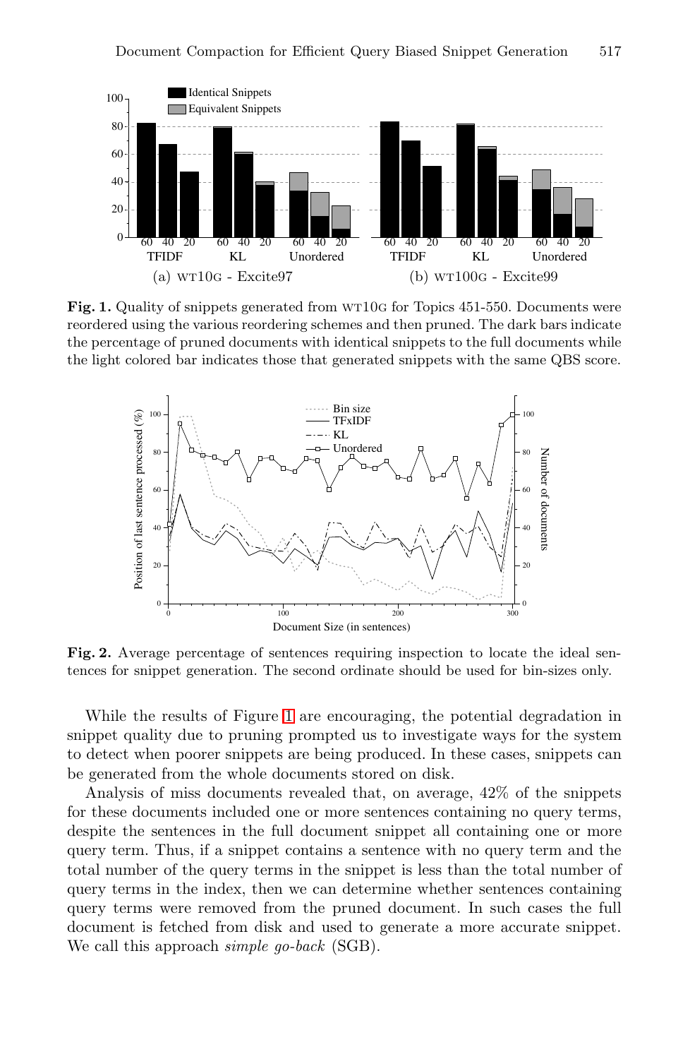**Fig. 1.** Quality of snippets generated from WT10G for Topics 451-550. Documents were reordered using the various reordering schemes and then pruned. The dark bars indicate the percentage of pruned documents with identical snippets to the full documents while the light colored bar indicates those that generated snippets with the same QBS score.

**Fig. 2.** Average percentage of sentences requiring inspection to locate the ideal sentences for snippet generation. The second ordinate should be used for bin-sizes only.

While the results of Figure 1 are encouraging, the potential degradation in snippet quality due to pruning prompted us to investigate ways for the system to detect when poorer snippets are being produced. In these cases, snippets can be generated from the whole documents stored on disk.

Analysis of miss documents revealed that, on average, 42% of the snippets for these documents included one or more sentences containing no query terms, despite the sentences in the full document snippet all containing one or more query term. Thus, if a snippet contains a sentence with no query term and the total number of the query terms in the snippet is less than the total number of query terms in the index, then we can determine whether sentences containing query terms were removed from the pruned document. In such cases the full document is fetched from disk and used to generate a more accurate snippet. We call this approach *simple go-back* (SGB).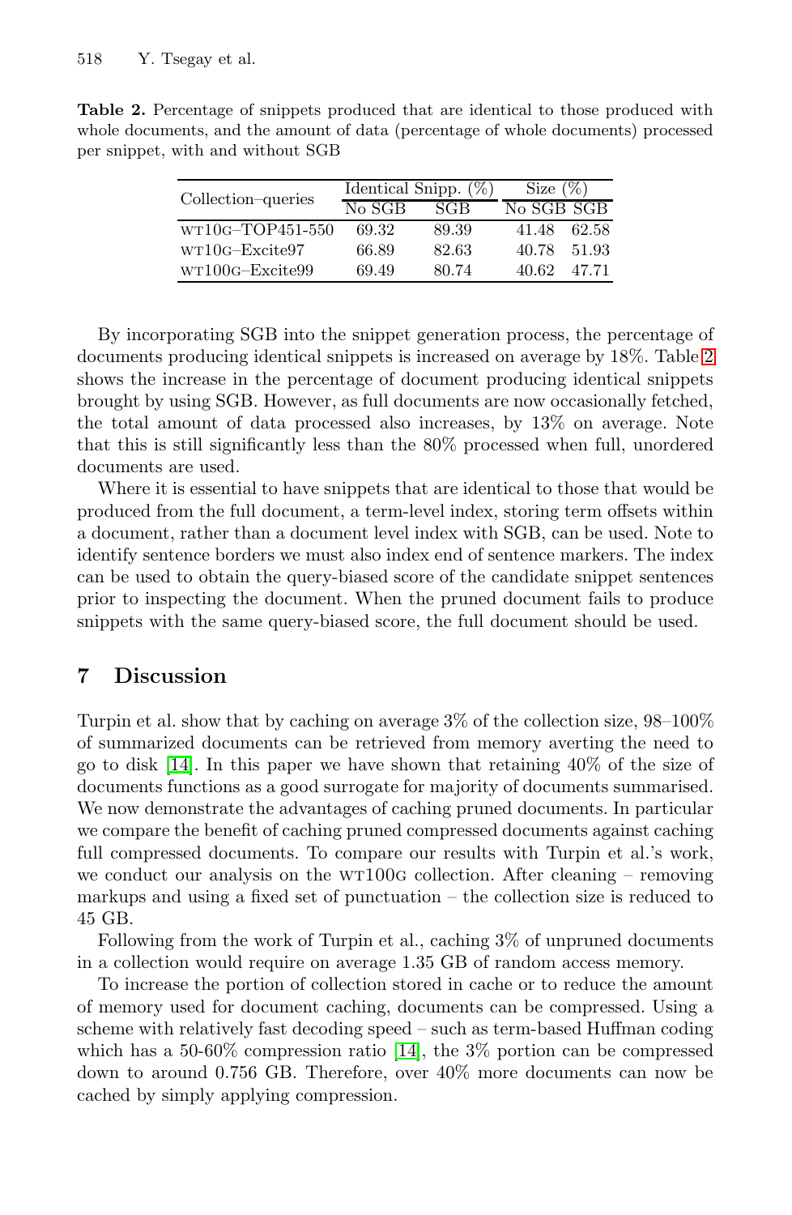**Table 2.** Percentage of snippets produced that are identical to those produced with whole documents, and the amount of data (percentage of whole documents) processed per snippet, with and without SGB

| Collection–queries | Identical Snipp. (%) | | Size (%) | |
|---|---|---|---|---|
| | No SGB | SGB | No SGB | SGB |
| WT10G–TOP451-550 | 69.32 | 89.39 | 41.48 | 62.58 |
| WT10G–Excite97 | 66.89 | 82.63 | 40.78 | 51.93 |
| WT100G–Excite99 | 69.49 | 80.74 | 40.62 | 47.71 |

By incorporating SGB into the snippet generation process, the percentage of documents producing identical snippets is increased on average by 18%. Table 2 shows the increase in the percentage of document producing identical snippets brought by using SGB. However, as full documents are now occasionally fetched, the total amount of data processed also increases, by 13% on average. Note that this is still significantly less than the 80% processed when full, unordered documents are used.

Where it is essential to have snippets that are identical to those that would be produced from the full document, a term-level index, storing term offsets within a document, rather than a document level index with SGB, can be used. Note to identify sentence borders we must also index end of sentence markers. The index can be used to obtain the query-biased score of the candidate snippet sentences prior to inspecting the document. When the pruned document fails to produce snippets with the same query-biased score, the full document should be used.

## 7 Discussion

Turpin et al. show that by caching on average 3% of the collection size, 98–100% of summarized documents can be retrieved from memory averting the need to go to disk [14]. In this paper we have shown that retaining 40% of the size of documents functions as a good surrogate for majority of documents summarised. We now demonstrate the advantages of caching pruned documents. In particular we compare the benefit of caching pruned compressed documents against caching full compressed documents. To compare our results with Turpin et al.'s work, we conduct our analysis on the WT100G collection. After cleaning – removing markups and using a fixed set of punctuation – the collection size is reduced to 45 GB.

Following from the work of Turpin et al., caching 3% of unpruned documents in a collection would require on average 1.35 GB of random access memory.

To increase the portion of collection stored in cache or to reduce the amount of memory used for document caching, documents can be compressed. Using a scheme with relatively fast decoding speed – such as term-based Huffman coding which has a 50-60% compression ratio [14], the 3% portion can be compressed down to around 0.756 GB. Therefore, over 40% more documents can now be cached by simply applying compression.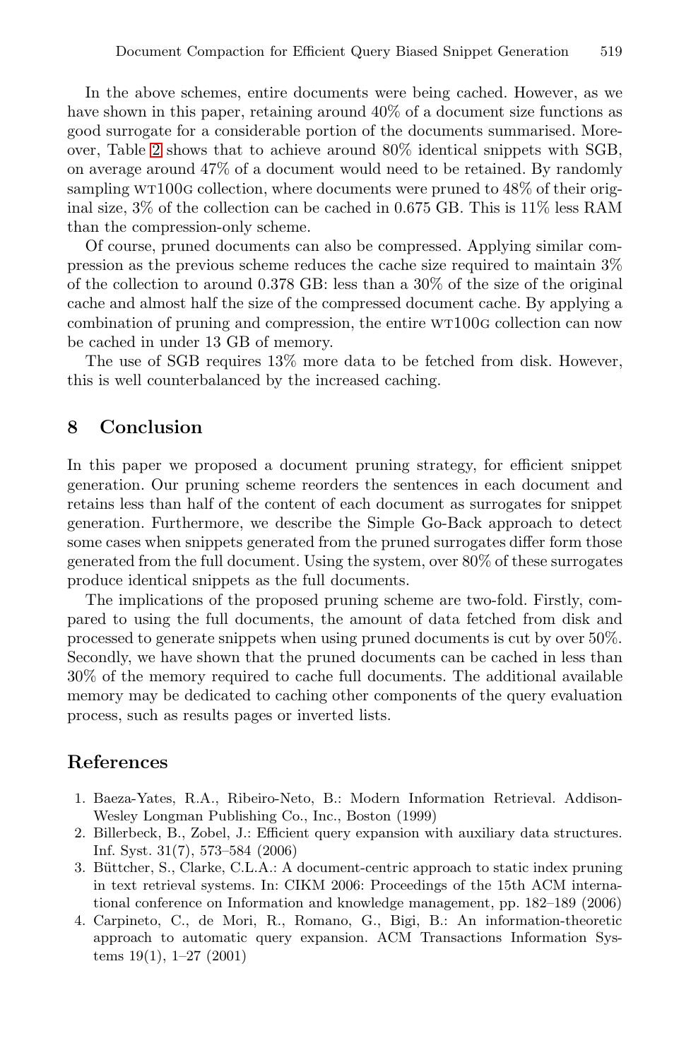In the above schemes, entire documents were being cached. However, as we have shown in this paper, retaining around 40% of a document size functions as good surrogate for a considerable portion of the documents summarised. Moreover, Table 2 shows that to achieve around 80% identical snippets with SGB, on average around 47% of a document would need to be retained. By randomly sampling WT100G collection, where documents were pruned to 48% of their original size, 3% of the collection can be cached in 0.675 GB. This is 11% less RAM than the compression-only scheme.

Of course, pruned documents can also be compressed. Applying similar compression as the previous scheme reduces the cache size required to maintain 3% of the collection to around 0.378 GB: less than a 30% of the size of the original cache and almost half the size of the compressed document cache. By applying a combination of pruning and compression, the entire WT100G collection can now be cached in under 13 GB of memory.

The use of SGB requires 13% more data to be fetched from disk. However, this is well counterbalanced by the increased caching.

## 8 Conclusion

In this paper we proposed a document pruning strategy, for efficient snippet generation. Our pruning scheme reorders the sentences in each document and retains less than half of the content of each document as surrogates for snippet generation. Furthermore, we describe the Simple Go-Back approach to detect some cases when snippets generated from the pruned surrogates differ form those generated from the full document. Using the system, over 80% of these surrogates produce identical snippets as the full documents.

The implications of the proposed pruning scheme are two-fold. Firstly, compared to using the full documents, the amount of data fetched from disk and processed to generate snippets when using pruned documents is cut by over 50%. Secondly, we have shown that the pruned documents can be cached in less than 30% of the memory required to cache full documents. The additional available memory may be dedicated to caching other components of the query evaluation process, such as results pages or inverted lists.

## References

1. Baeza-Yates, R.A., Ribeiro-Neto, B.: Modern Information Retrieval. Addison-Wesley Longman Publishing Co., Inc., Boston (1999)
2. Billerbeck, B., Zobel, J.: Efficient query expansion with auxiliary data structures. Inf. Syst. 31(7), 573–584 (2006)
3. Büttcher, S., Clarke, C.L.A.: A document-centric approach to static index pruning in text retrieval systems. In: CIKM 2006: Proceedings of the 15th ACM international conference on Information and knowledge management, pp. 182–189 (2006)
4. Carpineto, C., de Mori, R., Romano, G., Bigi, B.: An information-theoretic approach to automatic query expansion. ACM Transactions Information Systems 19(1), 1–27 (2001)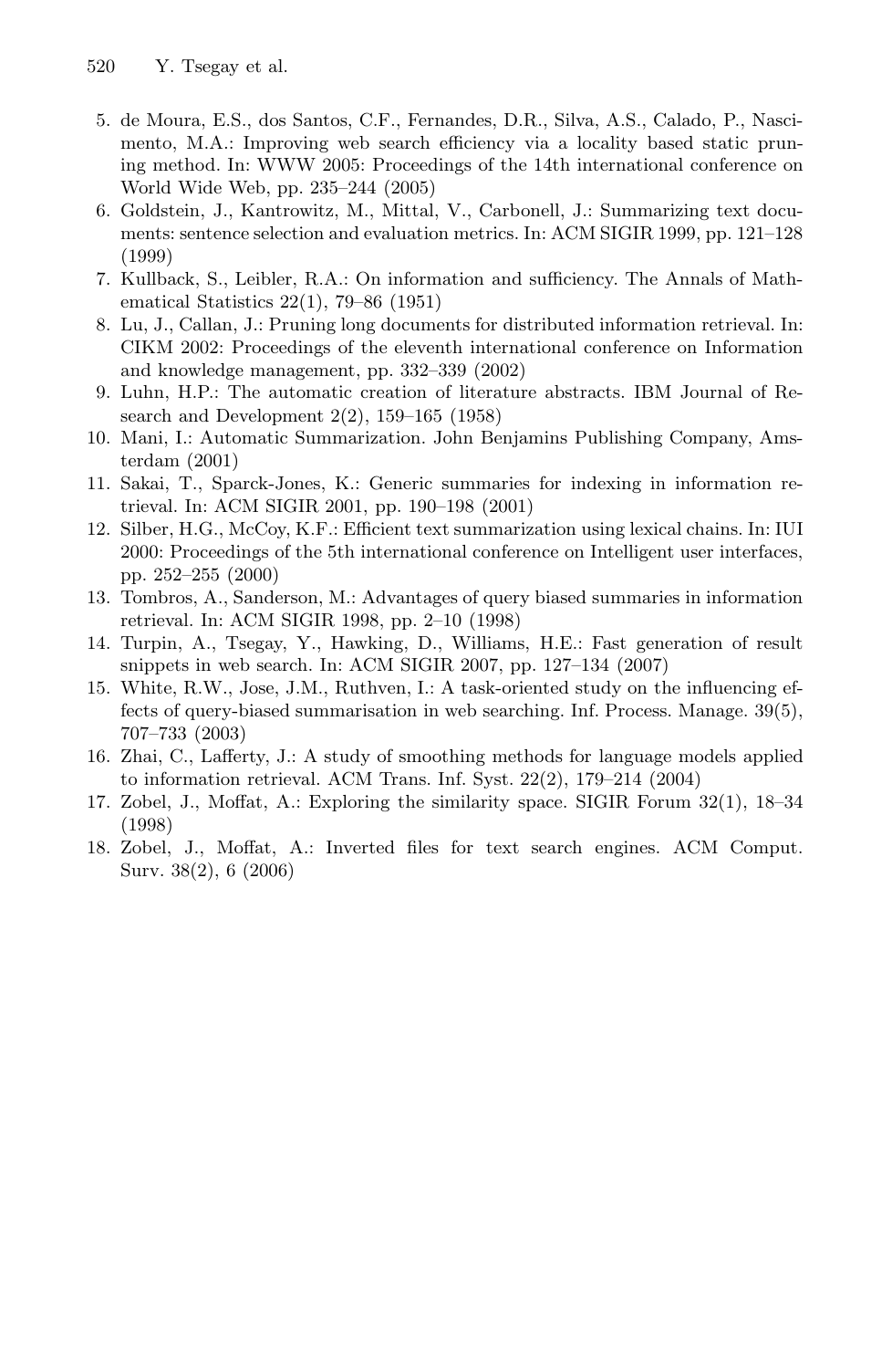5. de Moura, E.S., dos Santos, C.F., Fernandes, D.R., Silva, A.S., Calado, P., Nascimento, M.A.: Improving web search efficiency via a locality based static pruning method. In: WWW 2005: Proceedings of the 14th international conference on World Wide Web, pp. 235–244 (2005)
6. Goldstein, J., Kantrowitz, M., Mittal, V., Carbonell, J.: Summarizing text documents: sentence selection and evaluation metrics. In: ACM SIGIR 1999, pp. 121–128 (1999)
7. Kullback, S., Leibler, R.A.: On information and sufficiency. The Annals of Mathematical Statistics 22(1), 79–86 (1951)
8. Lu, J., Callan, J.: Pruning long documents for distributed information retrieval. In: CIKM 2002: Proceedings of the eleventh international conference on Information and knowledge management, pp. 332–339 (2002)
9. Luhn, H.P.: The automatic creation of literature abstracts. IBM Journal of Research and Development 2(2), 159–165 (1958)
10. Mani, I.: Automatic Summarization. John Benjamins Publishing Company, Amsterdam (2001)
11. Sakai, T., Sparck-Jones, K.: Generic summaries for indexing in information retrieval. In: ACM SIGIR 2001, pp. 190–198 (2001)
12. Silber, H.G., McCoy, K.F.: Efficient text summarization using lexical chains. In: IUI 2000: Proceedings of the 5th international conference on Intelligent user interfaces, pp. 252–255 (2000)
13. Tombros, A., Sanderson, M.: Advantages of query biased summaries in information retrieval. In: ACM SIGIR 1998, pp. 2–10 (1998)
14. Turpin, A., Tsegay, Y., Hawking, D., Williams, H.E.: Fast generation of result snippets in web search. In: ACM SIGIR 2007, pp. 127–134 (2007)
15. White, R.W., Jose, J.M., Ruthven, I.: A task-oriented study on the influencing effects of query-biased summarisation in web searching. Inf. Process. Manage. 39(5), 707–733 (2003)
16. Zhai, C., Lafferty, J.: A study of smoothing methods for language models applied to information retrieval. ACM Trans. Inf. Syst. 22(2), 179–214 (2004)
17. Zobel, J., Moffat, A.: Exploring the similarity space. SIGIR Forum 32(1), 18–34 (1998)
18. Zobel, J., Moffat, A.: Inverted files for text search engines. ACM Comput. Surv. 38(2), 6 (2006)